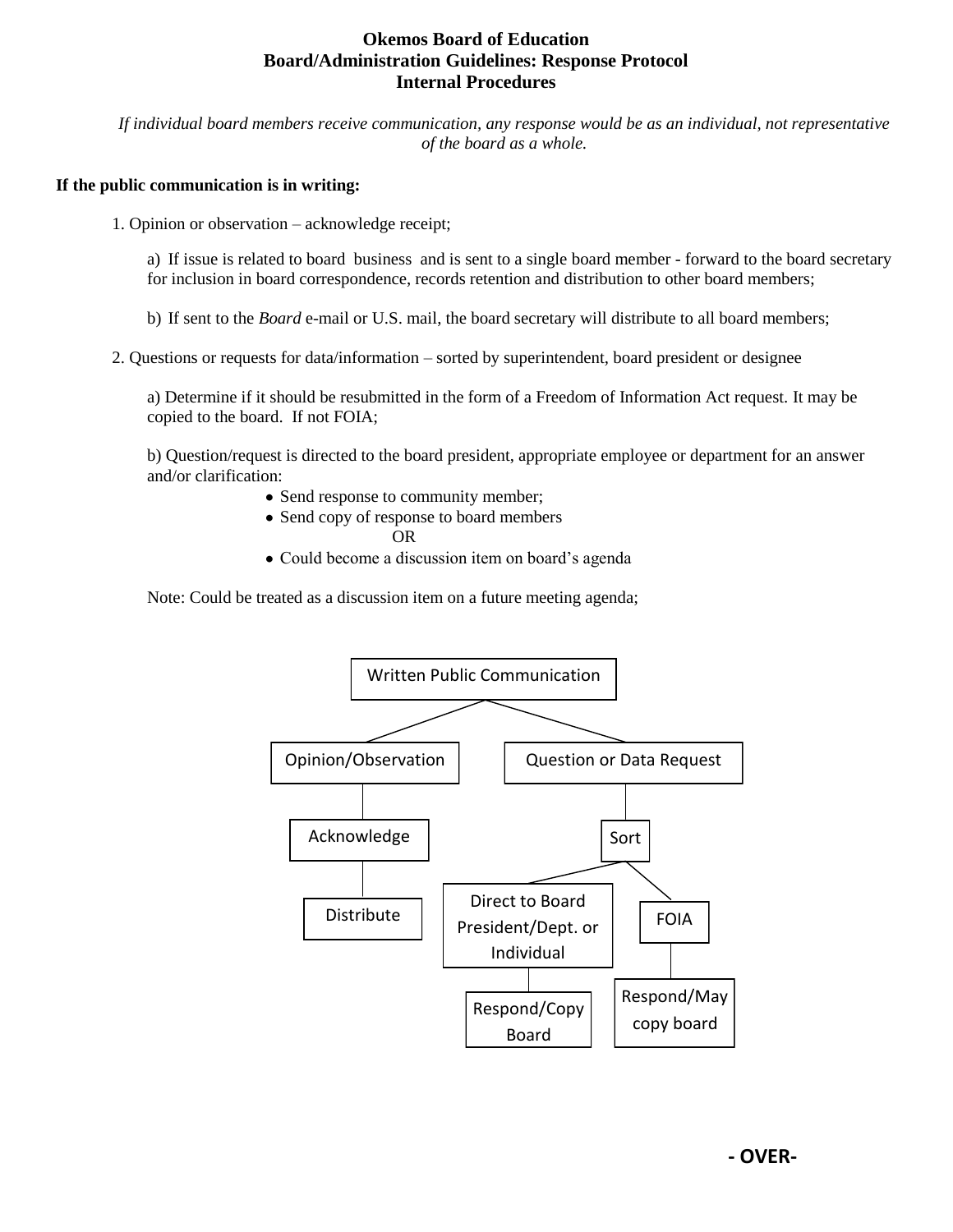# Okemos Board of Education
## Board/Administration Guidelines: Response Protocol
## Internal Procedures

*If individual board members receive communication, any response would be as an individual, not representative of the board as a whole.*

**If the public communication is in writing:**

1. Opinion or observation – acknowledge receipt;

   a) If issue is related to board business and is sent to a single board member - forward to the board secretary for inclusion in board correspondence, records retention and distribution to other board members;

   b) If sent to the *Board* e-mail or U.S. mail, the board secretary will distribute to all board members;

2. Questions or requests for data/information – sorted by superintendent, board president or designee

   a) Determine if it should be resubmitted in the form of a Freedom of Information Act request. It may be copied to the board. If not FOIA;

   b) Question/request is directed to the board president, appropriate employee or department for an answer and/or clarification:

   - Send response to community member;
   - Send copy of response to board members

     OR

   - Could become a discussion item on board's agenda

   Note: Could be treated as a discussion item on a future meeting agenda;

Written Public Communication

- Opinion/Observation
  - Acknowledge
    - Distribute
- Question or Data Request
  - Sort
    - Direct to Board President/Dept. or Individual
      - Respond/Copy Board
    - FOIA
      - Respond/May copy board

**- OVER-**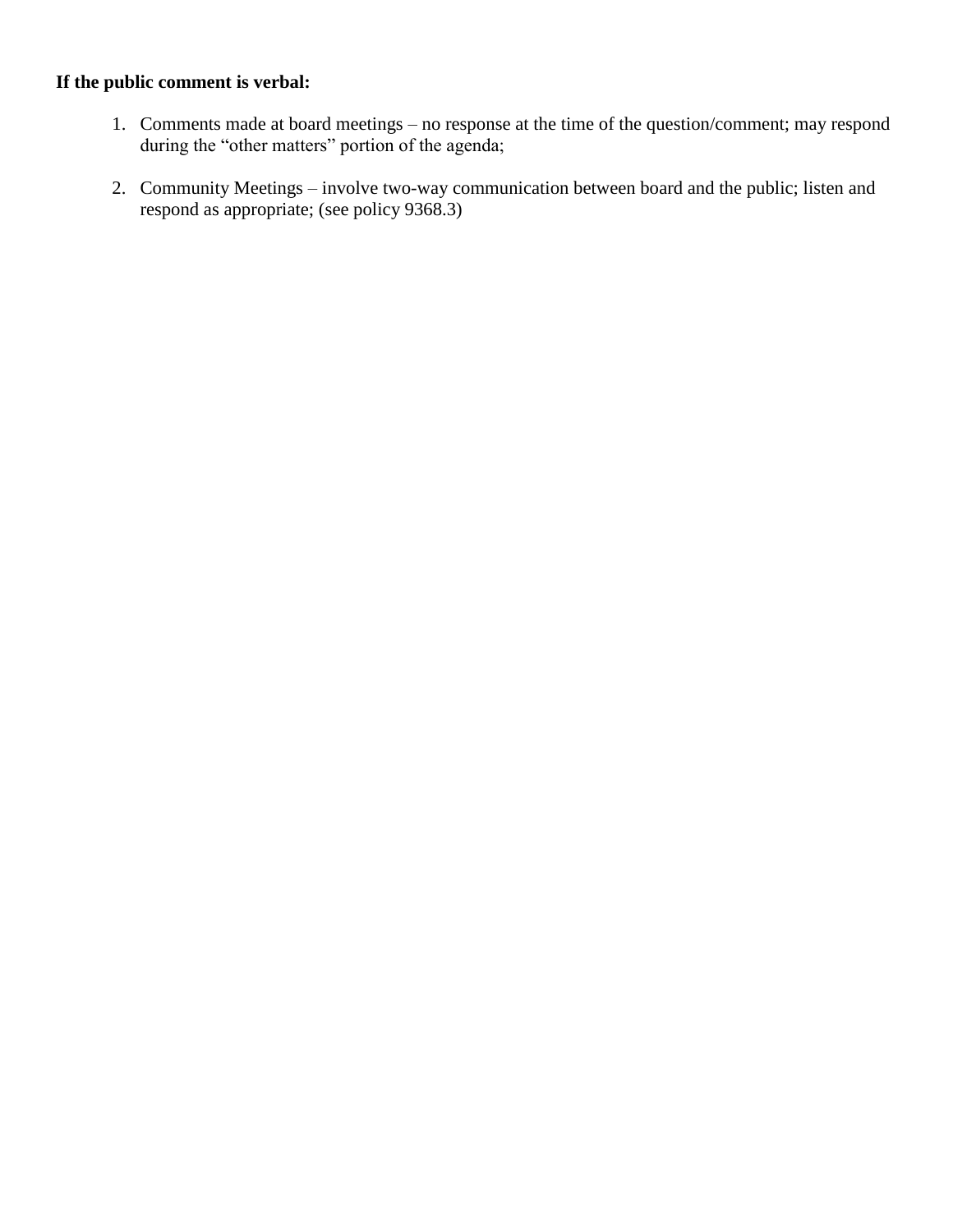**If the public comment is verbal:**

1. Comments made at board meetings – no response at the time of the question/comment; may respond during the "other matters" portion of the agenda;

2. Community Meetings – involve two-way communication between board and the public; listen and respond as appropriate; (see policy 9368.3)